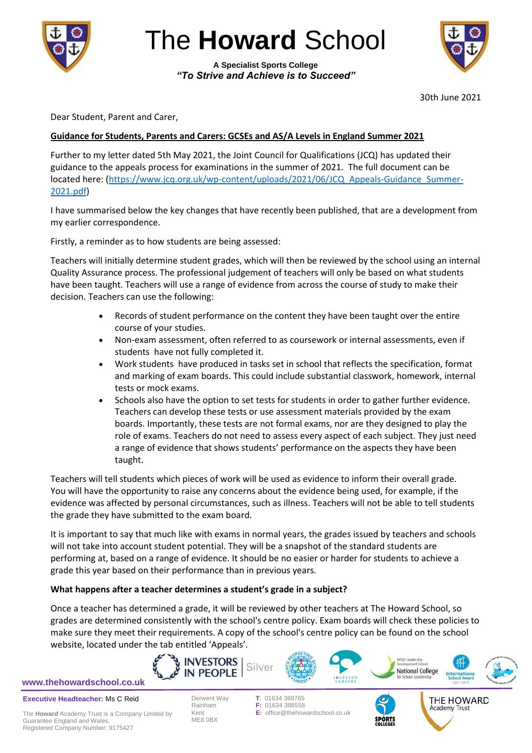# The **Howard** School

**A Specialist Sports College**
***"To Strive and Achieve is to Succeed"***

30th June 2021

Dear Student, Parent and Carer,

**Guidance for Students, Parents and Carers: GCSEs and AS/A Levels in England Summer 2021**

Further to my letter dated 5th May 2021, the Joint Council for Qualifications (JCQ) has updated their guidance to the appeals process for examinations in the summer of 2021. The full document can be located here: (https://www.jcq.org.uk/wp-content/uploads/2021/06/JCQ_Appeals-Guidance_Summer-2021.pdf)

I have summarised below the key changes that have recently been published, that are a development from my earlier correspondence.

Firstly, a reminder as to how students are being assessed:

Teachers will initially determine student grades, which will then be reviewed by the school using an internal Quality Assurance process. The professional judgement of teachers will only be based on what students have been taught. Teachers will use a range of evidence from across the course of study to make their decision. Teachers can use the following:

- Records of student performance on the content they have been taught over the entire course of your studies.
- Non-exam assessment, often referred to as coursework or internal assessments, even if students have not fully completed it.
- Work students have produced in tasks set in school that reflects the specification, format and marking of exam boards. This could include substantial classwork, homework, internal tests or mock exams.
- Schools also have the option to set tests for students in order to gather further evidence. Teachers can develop these tests or use assessment materials provided by the exam boards. Importantly, these tests are not formal exams, nor are they designed to play the role of exams. Teachers do not need to assess every aspect of each subject. They just need a range of evidence that shows students' performance on the aspects they have been taught.

Teachers will tell students which pieces of work will be used as evidence to inform their overall grade. You will have the opportunity to raise any concerns about the evidence being used, for example, if the evidence was affected by personal circumstances, such as illness. Teachers will not be able to tell students the grade they have submitted to the exam board.

It is important to say that much like with exams in normal years, the grades issued by teachers and schools will not take into account student potential. They will be a snapshot of the standard students are performing at, based on a range of evidence. It should be no easier or harder for students to achieve a grade this year based on their performance than in previous years.

**What happens after a teacher determines a student's grade in a subject?**

Once a teacher has determined a grade, it will be reviewed by other teachers at The Howard School, so grades are determined consistently with the school's centre policy. Exam boards will check these policies to make sure they meet their requirements. A copy of the school's centre policy can be found on the school website, located under the tab entitled 'Appeals'.

www.thehowardschool.co.uk

**Executive Headteacher:** Ms C Reid

The **Howard** Academy Trust is a Company Limited by Guarantee England and Wales.
Registered Company Number: 9175427

Derwent Way
Rainham
Kent
ME8 0BX

**T:** 01634 388765
**F:** 01634 388558
**E:** office@thehowardschool.co.uk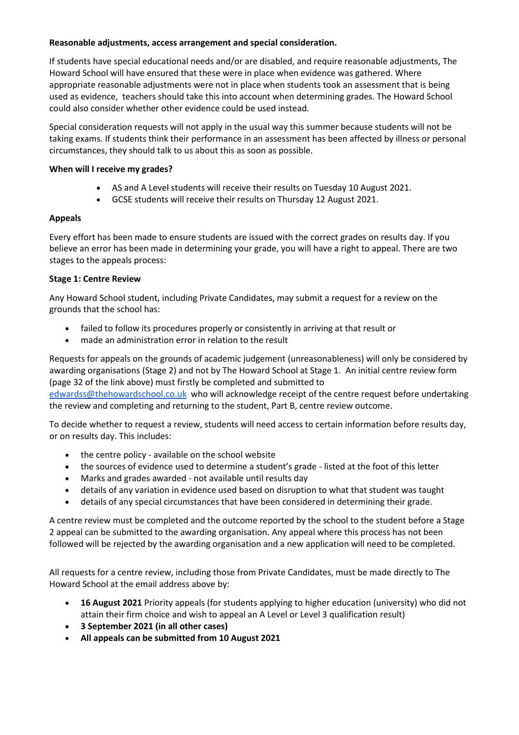**Reasonable adjustments, access arrangement and special consideration.**

If students have special educational needs and/or are disabled, and require reasonable adjustments, The Howard School will have ensured that these were in place when evidence was gathered. Where appropriate reasonable adjustments were not in place when students took an assessment that is being used as evidence, teachers should take this into account when determining grades. The Howard School could also consider whether other evidence could be used instead.

Special consideration requests will not apply in the usual way this summer because students will not be taking exams. If students think their performance in an assessment has been affected by illness or personal circumstances, they should talk to us about this as soon as possible.

**When will I receive my grades?**

- AS and A Level students will receive their results on Tuesday 10 August 2021.
- GCSE students will receive their results on Thursday 12 August 2021.

**Appeals**

Every effort has been made to ensure students are issued with the correct grades on results day. If you believe an error has been made in determining your grade, you will have a right to appeal. There are two stages to the appeals process:

**Stage 1: Centre Review**

Any Howard School student, including Private Candidates, may submit a request for a review on the grounds that the school has:

- failed to follow its procedures properly or consistently in arriving at that result or
- made an administration error in relation to the result

Requests for appeals on the grounds of academic judgement (unreasonableness) will only be considered by awarding organisations (Stage 2) and not by The Howard School at Stage 1. An initial centre review form (page 32 of the link above) must firstly be completed and submitted to edwardss@thehowardschool.co.uk who will acknowledge receipt of the centre request before undertaking the review and completing and returning to the student, Part B, centre review outcome.

To decide whether to request a review, students will need access to certain information before results day, or on results day. This includes:

- the centre policy - available on the school website
- the sources of evidence used to determine a student's grade - listed at the foot of this letter
- Marks and grades awarded - not available until results day
- details of any variation in evidence used based on disruption to what that student was taught
- details of any special circumstances that have been considered in determining their grade.

A centre review must be completed and the outcome reported by the school to the student before a Stage 2 appeal can be submitted to the awarding organisation. Any appeal where this process has not been followed will be rejected by the awarding organisation and a new application will need to be completed.

All requests for a centre review, including those from Private Candidates, must be made directly to The Howard School at the email address above by:

- **16 August 2021** Priority appeals (for students applying to higher education (university) who did not attain their firm choice and wish to appeal an A Level or Level 3 qualification result)
- **3 September 2021 (in all other cases)**
- **All appeals can be submitted from 10 August 2021**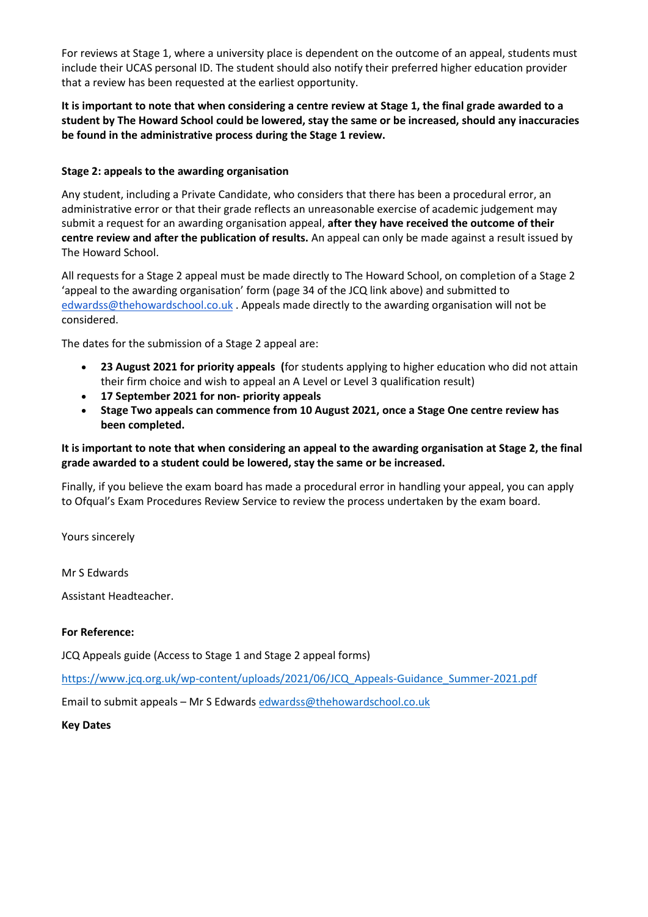For reviews at Stage 1, where a university place is dependent on the outcome of an appeal, students must include their UCAS personal ID. The student should also notify their preferred higher education provider that a review has been requested at the earliest opportunity.

**It is important to note that when considering a centre review at Stage 1, the final grade awarded to a student by The Howard School could be lowered, stay the same or be increased, should any inaccuracies be found in the administrative process during the Stage 1 review.**

**Stage 2: appeals to the awarding organisation**

Any student, including a Private Candidate, who considers that there has been a procedural error, an administrative error or that their grade reflects an unreasonable exercise of academic judgement may submit a request for an awarding organisation appeal, **after they have received the outcome of their centre review and after the publication of results.** An appeal can only be made against a result issued by The Howard School.

All requests for a Stage 2 appeal must be made directly to The Howard School, on completion of a Stage 2 'appeal to the awarding organisation' form (page 34 of the JCQ link above) and submitted to edwardss@thehowardschool.co.uk . Appeals made directly to the awarding organisation will not be considered.

The dates for the submission of a Stage 2 appeal are:

- **23 August 2021 for priority appeals (**for students applying to higher education who did not attain their firm choice and wish to appeal an A Level or Level 3 qualification result)
- **17 September 2021 for non- priority appeals**
- **Stage Two appeals can commence from 10 August 2021, once a Stage One centre review has been completed.**

**It is important to note that when considering an appeal to the awarding organisation at Stage 2, the final grade awarded to a student could be lowered, stay the same or be increased.**

Finally, if you believe the exam board has made a procedural error in handling your appeal, you can apply to Ofqual's Exam Procedures Review Service to review the process undertaken by the exam board.

Yours sincerely

Mr S Edwards

Assistant Headteacher.

**For Reference:**

JCQ Appeals guide (Access to Stage 1 and Stage 2 appeal forms)

https://www.jcq.org.uk/wp-content/uploads/2021/06/JCQ_Appeals-Guidance_Summer-2021.pdf

Email to submit appeals – Mr S Edwards edwardss@thehowardschool.co.uk

**Key Dates**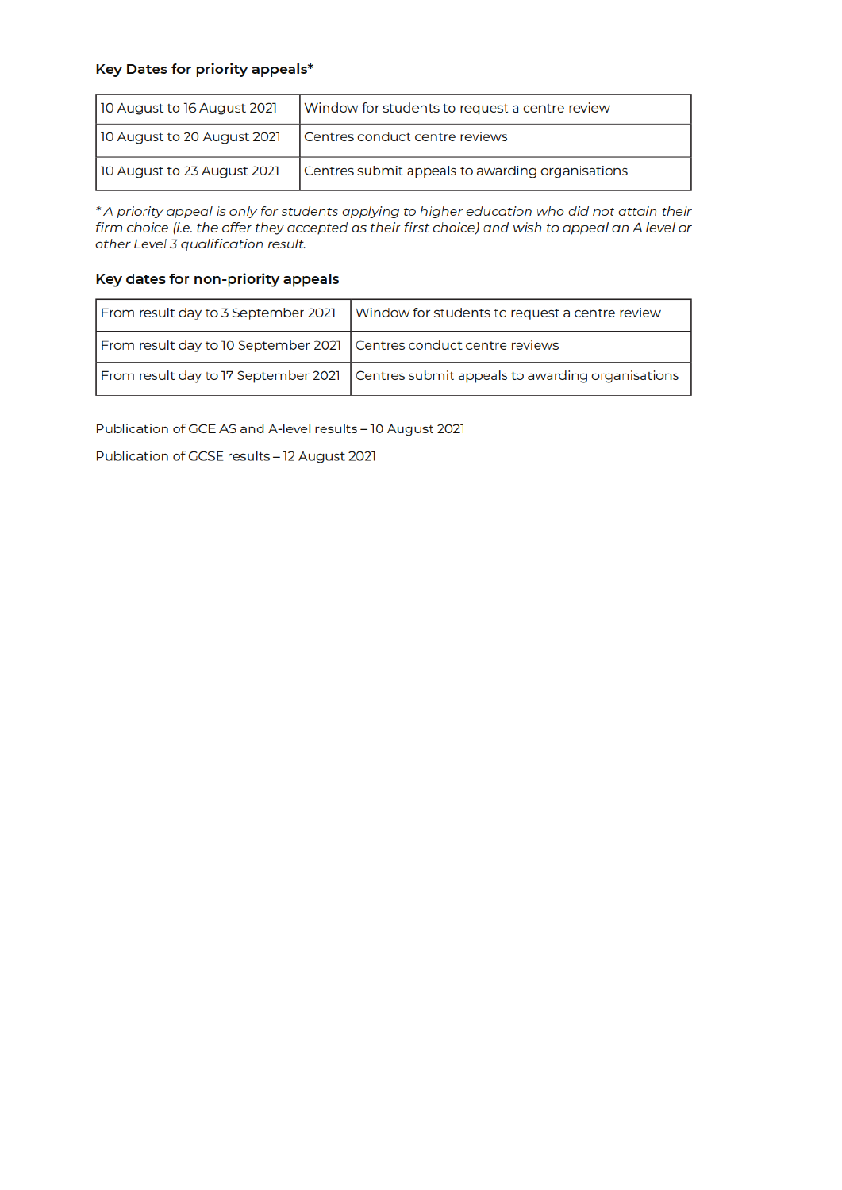### Key Dates for priority appeals*

| 10 August to 16 August 2021 | Window for students to request a centre review |
|---|---|
| 10 August to 20 August 2021 | Centres conduct centre reviews |
| 10 August to 23 August 2021 | Centres submit appeals to awarding organisations |

*\* A priority appeal is only for students applying to higher education who did not attain their firm choice (i.e. the offer they accepted as their first choice) and wish to appeal an A level or other Level 3 qualification result.*

### Key dates for non-priority appeals

| From result day to 3 September 2021 | Window for students to request a centre review |
|---|---|
| From result day to 10 September 2021 | Centres conduct centre reviews |
| From result day to 17 September 2021 | Centres submit appeals to awarding organisations |

Publication of GCE AS and A-level results – 10 August 2021

Publication of GCSE results – 12 August 2021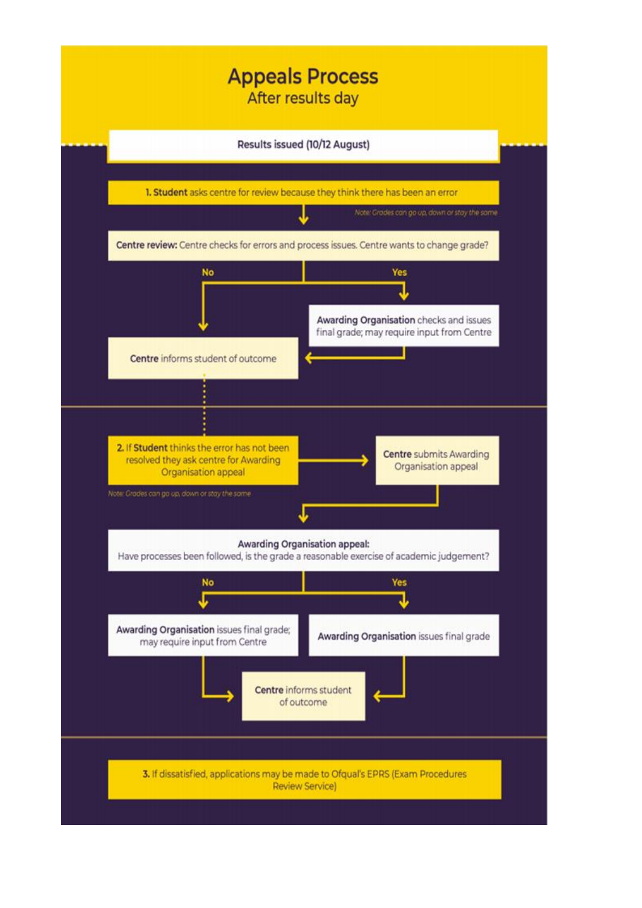# Appeals Process

After results day

Results issued (10/12 August)

**1. Student** asks centre for review because they think there has been an error

*Note: Grades can go up, down or stay the same*

**Centre review:** Centre checks for errors and process issues. Centre wants to change grade?

- **No** → **Centre** informs student of outcome
- **Yes** → **Awarding Organisation** checks and issues final grade; may require input from Centre → **Centre** informs student of outcome

**2.** If **Student** thinks the error has not been resolved they ask centre for Awarding Organisation appeal → **Centre** submits Awarding Organisation appeal

*Note: Grades can go up, down or stay the same*

**Awarding Organisation appeal:**
Have processes been followed, is the grade a reasonable exercise of academic judgement?

- **No** → **Awarding Organisation** issues final grade; may require input from Centre → **Centre** informs student of outcome
- **Yes** → **Awarding Organisation** issues final grade → **Centre** informs student of outcome

**3.** If dissatisfied, applications may be made to Ofqual's EPRS (Exam Procedures Review Service)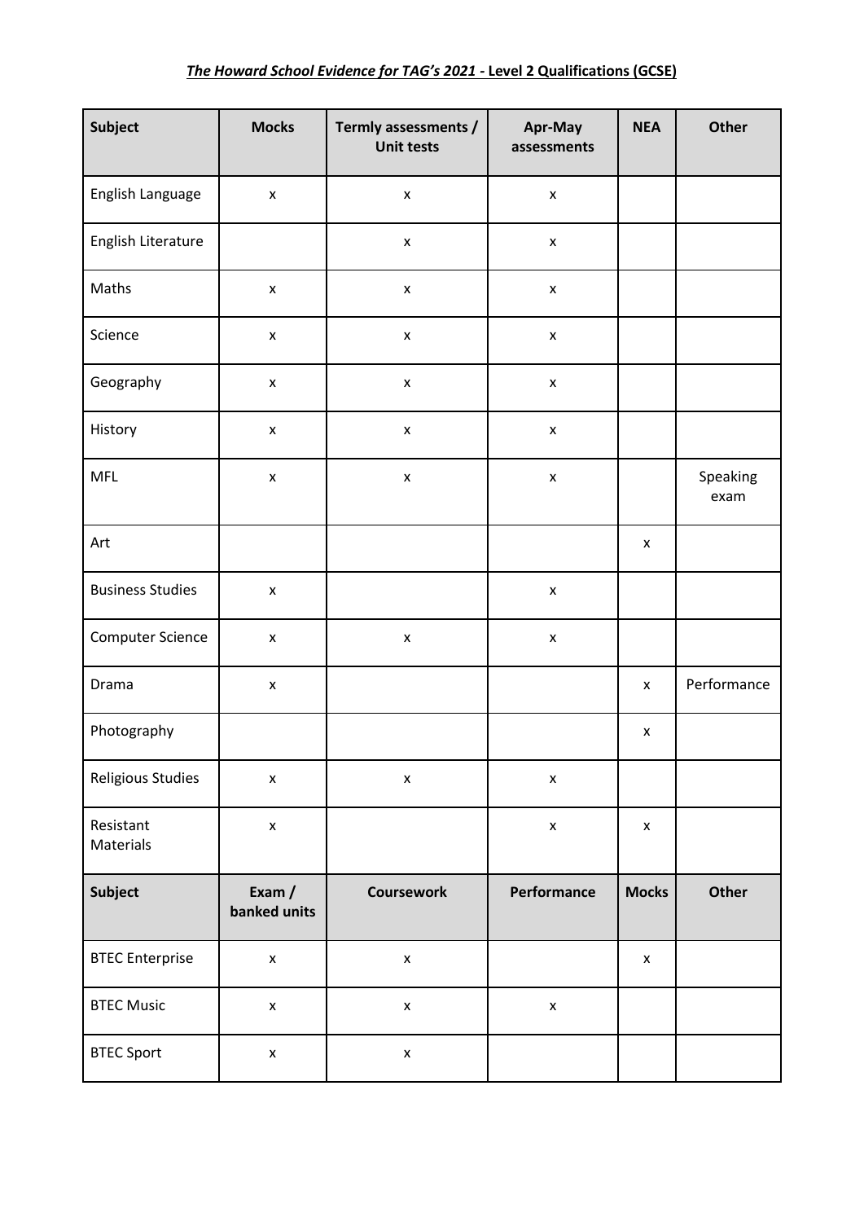## ***The Howard School Evidence for TAG's 2021* - Level 2 Qualifications (GCSE)**

| Subject | Mocks | Termly assessments / Unit tests | Apr-May assessments | NEA | Other |
|---|---|---|---|---|---|
| English Language | x | x | x | | |
| English Literature | | x | x | | |
| Maths | x | x | x | | |
| Science | x | x | x | | |
| Geography | x | x | x | | |
| History | x | x | x | | |
| MFL | x | x | x | | Speaking exam |
| Art | | | | x | |
| Business Studies | x | | x | | |
| Computer Science | x | x | x | | |
| Drama | x | | | x | Performance |
| Photography | | | | x | |
| Religious Studies | x | x | x | | |
| Resistant Materials | x | | x | x | |
| **Subject** | **Exam / banked units** | **Coursework** | **Performance** | **Mocks** | **Other** |
| BTEC Enterprise | x | x | | x | |
| BTEC Music | x | x | x | | |
| BTEC Sport | x | x | | | |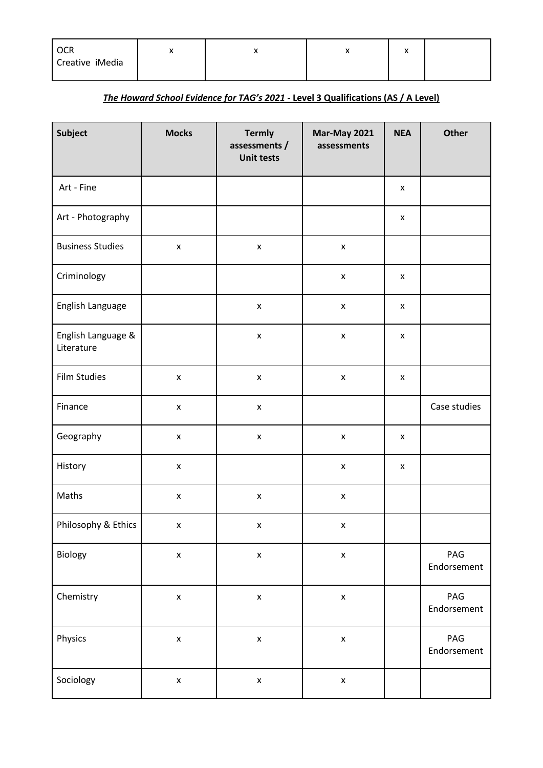| OCR Creative iMedia | x | x | x | x | |
|---|---|---|---|---|---|

***The Howard School Evidence for TAG's 2021*** **- Level 3 Qualifications (AS / A Level)**

| Subject | Mocks | Termly assessments / Unit tests | Mar-May 2021 assessments | NEA | Other |
|---|---|---|---|---|---|
| Art - Fine | | | | x | |
| Art - Photography | | | | x | |
| Business Studies | x | x | x | | |
| Criminology | | | x | x | |
| English Language | | x | x | x | |
| English Language & Literature | | x | x | x | |
| Film Studies | x | x | x | x | |
| Finance | x | x | | | Case studies |
| Geography | x | x | x | x | |
| History | x | | x | x | |
| Maths | x | x | x | | |
| Philosophy & Ethics | x | x | x | | |
| Biology | x | x | x | | PAG Endorsement |
| Chemistry | x | x | x | | PAG Endorsement |
| Physics | x | x | x | | PAG Endorsement |
| Sociology | x | x | x | | |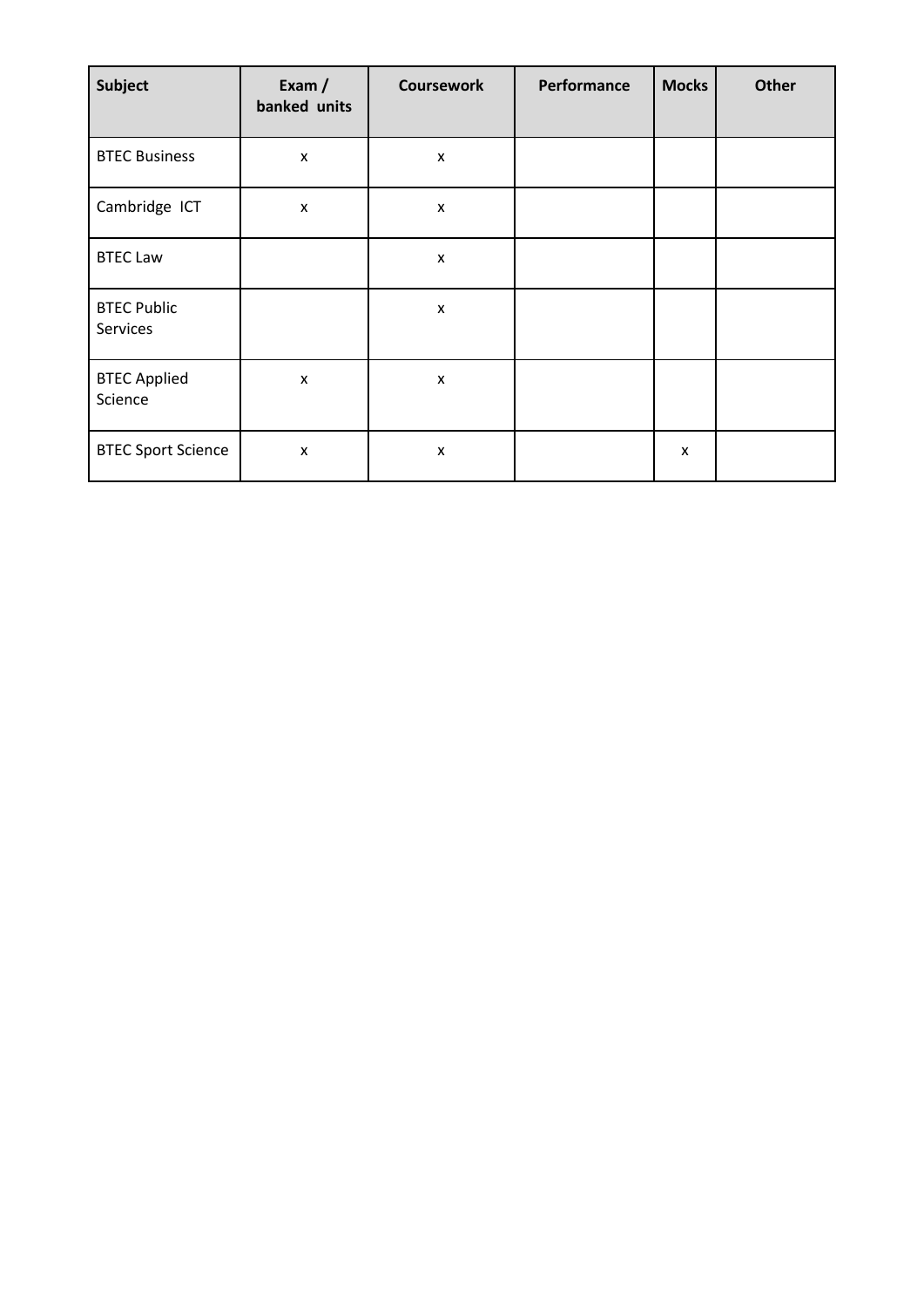| Subject | Exam / banked units | Coursework | Performance | Mocks | Other |
|---|---|---|---|---|---|
| BTEC Business | x | x | | | |
| Cambridge ICT | x | x | | | |
| BTEC Law | | x | | | |
| BTEC Public Services | | x | | | |
| BTEC Applied Science | x | x | | | |
| BTEC Sport Science | x | x | | x | |